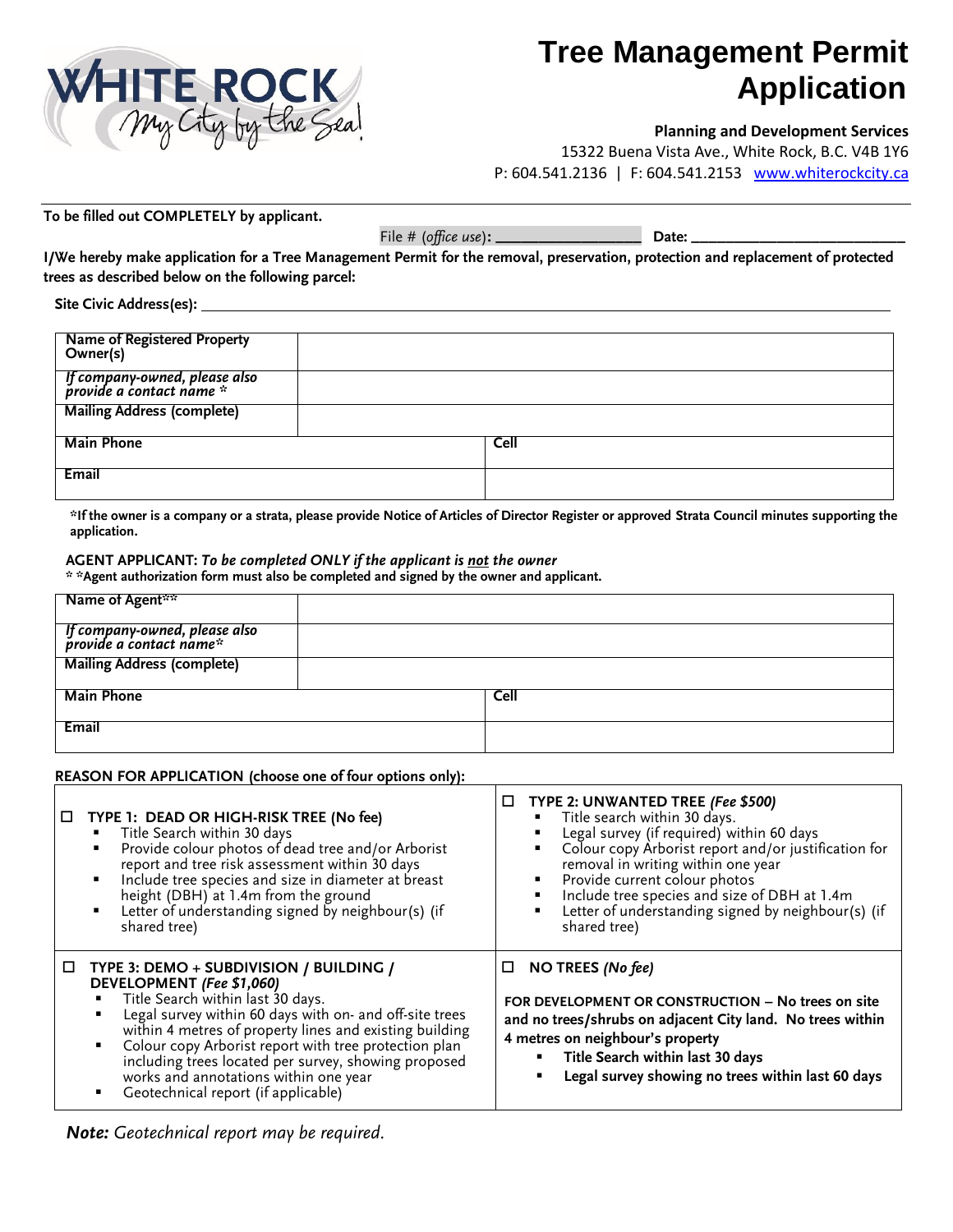WHITE ROCK
My City by the Sea!

# Tree Management Permit Application

**Planning and Development Services**
15322 Buena Vista Ave., White Rock, B.C. V4B 1Y6
P: 604.541.2136 | F: 604.541.2153 www.whiterockcity.ca

**To be filled out COMPLETELY by applicant.**

File # (*office use*): ________________ **Date:** ________________________

**I/We hereby make application for a Tree Management Permit for the removal, preservation, protection and replacement of protected trees as described below on the following parcel:**

**Site Civic Address(es):** ____________________________________________

| **Name of Registered Property Owner(s)** | | |
|---|---|---|
| ***If company-owned, please also provide a contact name \**** | | |
| **Mailing Address (complete)** | | |
| **Main Phone** | | **Cell** |
| **Email** | | |

**\*If the owner is a company or a strata, please provide Notice of Articles of Director Register or approved Strata Council minutes supporting the application.**

**AGENT APPLICANT:** ***To be completed ONLY if the applicant is <u>not</u> the owner***
**\* \*Agent authorization form must also be completed and signed by the owner and applicant.**

| **Name of Agent\*\*** | | |
|---|---|---|
| ***If company-owned, please also provide a contact name\**** | | |
| **Mailing Address (complete)** | | |
| **Main Phone** | | **Cell** |
| **Email** | | |

**REASON FOR APPLICATION (choose one of four options only):**

| | |
|---|---|
| ☐ **TYPE 1: DEAD OR HIGH-RISK TREE (No fee)**<br>▪ Title Search within 30 days<br>▪ Provide colour photos of dead tree and/or Arborist report and tree risk assessment within 30 days<br>▪ Include tree species and size in diameter at breast height (DBH) at 1.4m from the ground<br>▪ Letter of understanding signed by neighbour(s) (if shared tree) | ☐ **TYPE 2: UNWANTED TREE *(Fee $500)***<br>▪ Title search within 30 days.<br>▪ Legal survey (if required) within 60 days<br>▪ Colour copy Arborist report and/or justification for removal in writing within one year<br>▪ Provide current colour photos<br>▪ Include tree species and size of DBH at 1.4m<br>▪ Letter of understanding signed by neighbour(s) (if shared tree) |
| ☐ **TYPE 3: DEMO + SUBDIVISION / BUILDING / DEVELOPMENT *(Fee $1,060)***<br>▪ Title Search within last 30 days.<br>▪ Legal survey within 60 days with on- and off-site trees within 4 metres of property lines and existing building<br>▪ Colour copy Arborist report with tree protection plan including trees located per survey, showing proposed works and annotations within one year<br>▪ Geotechnical report (if applicable) | ☐ **NO TREES *(No fee)***<br>**FOR DEVELOPMENT OR CONSTRUCTION – No trees on site and no trees/shrubs on adjacent City land. No trees within 4 metres on neighbour's property**<br>▪ **Title Search within last 30 days**<br>▪ **Legal survey showing no trees within last 60 days** |

***Note:*** *Geotechnical report may be required.*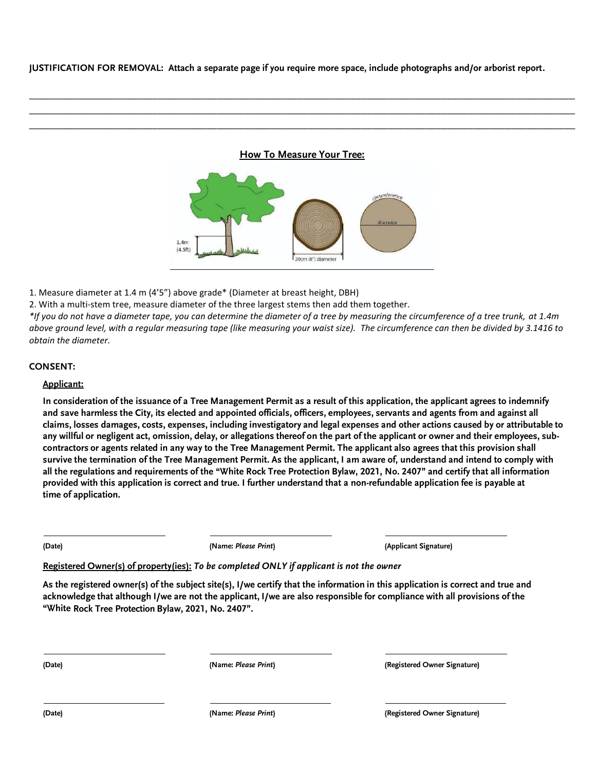**JUSTIFICATION FOR REMOVAL: Attach a separate page if you require more space, include photographs and/or arborist report.**

\_\_\_\_\_\_\_\_\_\_\_\_\_\_\_\_\_\_\_\_\_\_\_\_\_\_\_\_\_\_\_\_\_\_\_\_\_\_\_\_\_\_\_\_\_\_\_\_\_\_\_\_\_\_\_\_\_\_\_\_\_\_\_\_\_\_\_\_\_\_\_\_\_\_\_\_

\_\_\_\_\_\_\_\_\_\_\_\_\_\_\_\_\_\_\_\_\_\_\_\_\_\_\_\_\_\_\_\_\_\_\_\_\_\_\_\_\_\_\_\_\_\_\_\_\_\_\_\_\_\_\_\_\_\_\_\_\_\_\_\_\_\_\_\_\_\_\_\_\_\_\_\_

\_\_\_\_\_\_\_\_\_\_\_\_\_\_\_\_\_\_\_\_\_\_\_\_\_\_\_\_\_\_\_\_\_\_\_\_\_\_\_\_\_\_\_\_\_\_\_\_\_\_\_\_\_\_\_\_\_\_\_\_\_\_\_\_\_\_\_\_\_\_\_\_\_\_\_\_

## How To Measure Your Tree:

1.4m
(4.5ft)

20cm (8") diameter

circumference

diameter

1. Measure diameter at 1.4 m (4'5") above grade* (Diameter at breast height, DBH)
2. With a multi-stem tree, measure diameter of the three largest stems then add them together.

*\*If you do not have a diameter tape, you can determine the diameter of a tree by measuring the circumference of a tree trunk, at 1.4m above ground level, with a regular measuring tape (like measuring your waist size). The circumference can then be divided by 3.1416 to obtain the diameter.*

**CONSENT:**

**Applicant:**

**In consideration of the issuance of a Tree Management Permit as a result of this application, the applicant agrees to indemnify and save harmless the City, its elected and appointed officials, officers, employees, servants and agents from and against all claims, losses damages, costs, expenses, including investigatory and legal expenses and other actions caused by or attributable to any willful or negligent act, omission, delay, or allegations thereof on the part of the applicant or owner and their employees, sub-contractors or agents related in any way to the Tree Management Permit. The applicant also agrees that this provision shall survive the termination of the Tree Management Permit. As the applicant, I am aware of, understand and intend to comply with all the regulations and requirements of the "White Rock Tree Protection Bylaw, 2021, No. 2407" and certify that all information provided with this application is correct and true. I further understand that a non-refundable application fee is payable at time of application.**

| | | |
|---|---|---|
| \_\_\_\_\_\_\_\_\_\_\_\_\_\_\_\_\_\_ | \_\_\_\_\_\_\_\_\_\_\_\_\_\_\_\_\_\_ | \_\_\_\_\_\_\_\_\_\_\_\_\_\_\_\_\_\_ |
| **(Date)** | **(Name: *Please Print*)** | **(Applicant Signature)** |

**Registered Owner(s) of property(ies):** ***To be completed ONLY if applicant is not the owner***

**As the registered owner(s) of the subject site(s), I/we certify that the information in this application is correct and true and acknowledge that although I/we are not the applicant, I/we are also responsible for compliance with all provisions of the "White Rock Tree Protection Bylaw, 2021, No. 2407".**

| | | |
|---|---|---|
| \_\_\_\_\_\_\_\_\_\_\_\_\_\_\_\_\_\_ | \_\_\_\_\_\_\_\_\_\_\_\_\_\_\_\_\_\_ | \_\_\_\_\_\_\_\_\_\_\_\_\_\_\_\_\_\_ |
| **(Date)** | **(Name: *Please Print*)** | **(Registered Owner Signature)** |
| \_\_\_\_\_\_\_\_\_\_\_\_\_\_\_\_\_\_ | \_\_\_\_\_\_\_\_\_\_\_\_\_\_\_\_\_\_ | \_\_\_\_\_\_\_\_\_\_\_\_\_\_\_\_\_\_ |
| **(Date)** | **(Name: *Please Print*)** | **(Registered Owner Signature)** |